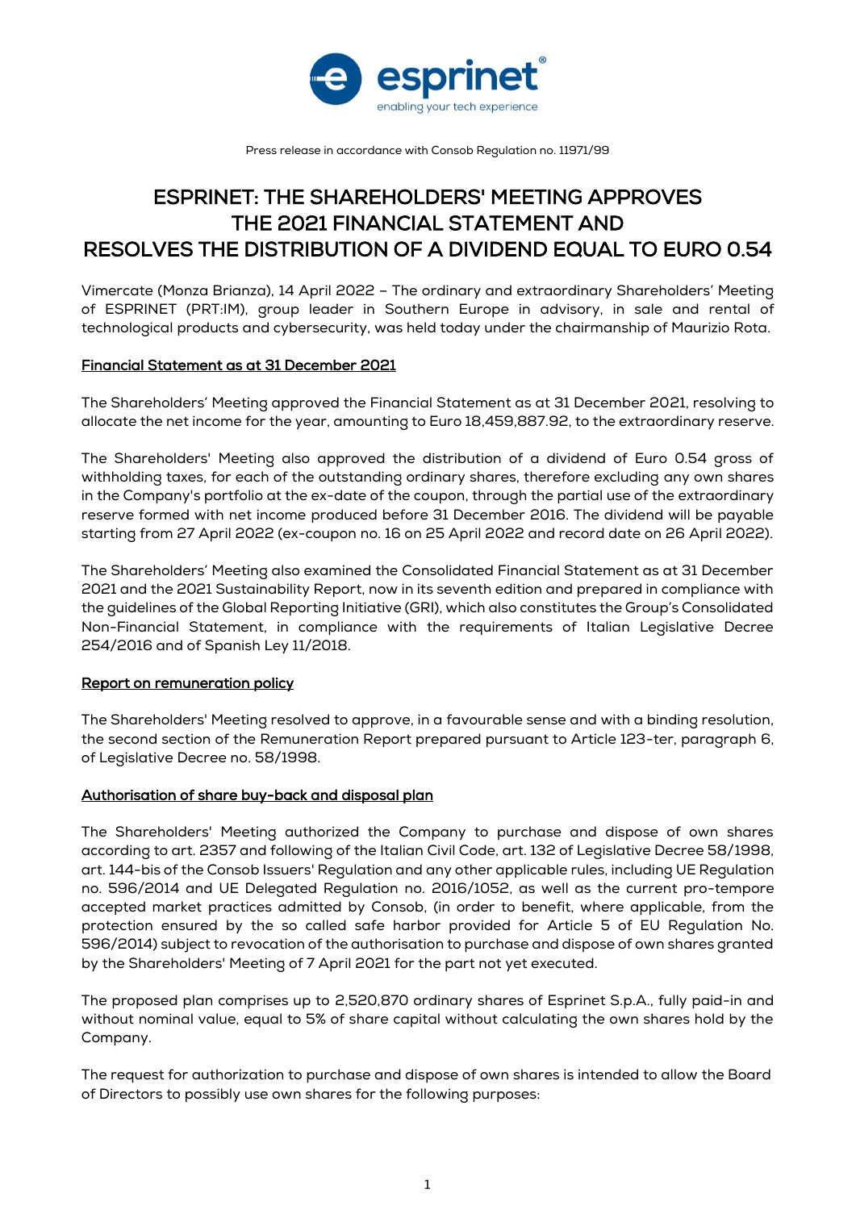Press release in accordance with Consob Regulation no. 11971/99

# ESPRINET: THE SHAREHOLDERS' MEETING APPROVES THE 2021 FINANCIAL STATEMENT AND RESOLVES THE DISTRIBUTION OF A DIVIDEND EQUAL TO EURO 0.54

Vimercate (Monza Brianza), 14 April 2022 – The ordinary and extraordinary Shareholders' Meeting of ESPRINET (PRT:IM), group leader in Southern Europe in advisory, in sale and rental of technological products and cybersecurity, was held today under the chairmanship of Maurizio Rota.

**<u>Financial Statement as at 31 December 2021</u>**

The Shareholders' Meeting approved the Financial Statement as at 31 December 2021, resolving to allocate the net income for the year, amounting to Euro 18,459,887.92, to the extraordinary reserve.

The Shareholders' Meeting also approved the distribution of a dividend of Euro 0.54 gross of withholding taxes, for each of the outstanding ordinary shares, therefore excluding any own shares in the Company's portfolio at the ex-date of the coupon, through the partial use of the extraordinary reserve formed with net income produced before 31 December 2016. The dividend will be payable starting from 27 April 2022 (ex-coupon no. 16 on 25 April 2022 and record date on 26 April 2022).

The Shareholders' Meeting also examined the Consolidated Financial Statement as at 31 December 2021 and the 2021 Sustainability Report, now in its seventh edition and prepared in compliance with the guidelines of the Global Reporting Initiative (GRI), which also constitutes the Group's Consolidated Non-Financial Statement, in compliance with the requirements of Italian Legislative Decree 254/2016 and of Spanish Ley 11/2018.

**<u>Report on remuneration policy</u>**

The Shareholders' Meeting resolved to approve, in a favourable sense and with a binding resolution, the second section of the Remuneration Report prepared pursuant to Article 123-ter, paragraph 6, of Legislative Decree no. 58/1998.

**<u>Authorisation of share buy-back and disposal plan</u>**

The Shareholders' Meeting authorized the Company to purchase and dispose of own shares according to art. 2357 and following of the Italian Civil Code, art. 132 of Legislative Decree 58/1998, art. 144-bis of the Consob Issuers' Regulation and any other applicable rules, including UE Regulation no. 596/2014 and UE Delegated Regulation no. 2016/1052, as well as the current pro-tempore accepted market practices admitted by Consob, (in order to benefit, where applicable, from the protection ensured by the so called safe harbor provided for Article 5 of EU Regulation No. 596/2014) subject to revocation of the authorisation to purchase and dispose of own shares granted by the Shareholders' Meeting of 7 April 2021 for the part not yet executed.

The proposed plan comprises up to 2,520,870 ordinary shares of Esprinet S.p.A., fully paid-in and without nominal value, equal to 5% of share capital without calculating the own shares hold by the Company.

The request for authorization to purchase and dispose of own shares is intended to allow the Board of Directors to possibly use own shares for the following purposes: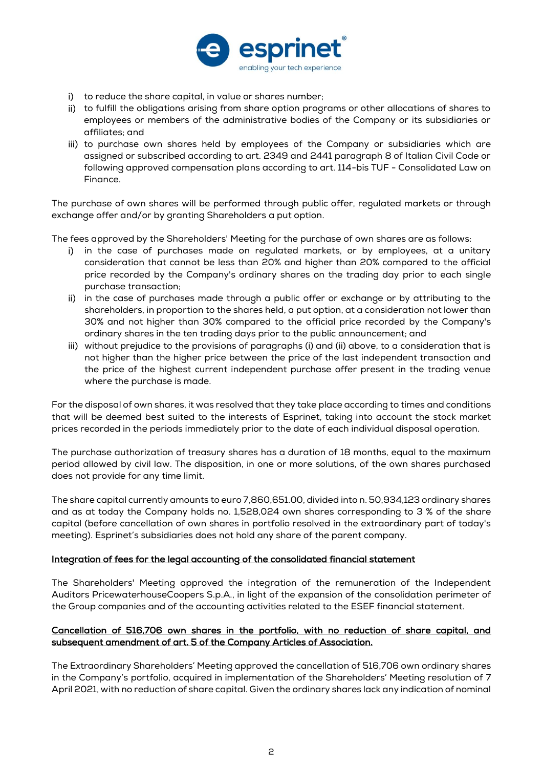i) to reduce the share capital, in value or shares number;
ii) to fulfill the obligations arising from share option programs or other allocations of shares to employees or members of the administrative bodies of the Company or its subsidiaries or affiliates; and
iii) to purchase own shares held by employees of the Company or subsidiaries which are assigned or subscribed according to art. 2349 and 2441 paragraph 8 of Italian Civil Code or following approved compensation plans according to art. 114-bis TUF - Consolidated Law on Finance.

The purchase of own shares will be performed through public offer, regulated markets or through exchange offer and/or by granting Shareholders a put option.

The fees approved by the Shareholders' Meeting for the purchase of own shares are as follows:

i) in the case of purchases made on regulated markets, or by employees, at a unitary consideration that cannot be less than 20% and higher than 20% compared to the official price recorded by the Company's ordinary shares on the trading day prior to each single purchase transaction;
ii) in the case of purchases made through a public offer or exchange or by attributing to the shareholders, in proportion to the shares held, a put option, at a consideration not lower than 30% and not higher than 30% compared to the official price recorded by the Company's ordinary shares in the ten trading days prior to the public announcement; and
iii) without prejudice to the provisions of paragraphs (i) and (ii) above, to a consideration that is not higher than the higher price between the price of the last independent transaction and the price of the highest current independent purchase offer present in the trading venue where the purchase is made.

For the disposal of own shares, it was resolved that they take place according to times and conditions that will be deemed best suited to the interests of Esprinet, taking into account the stock market prices recorded in the periods immediately prior to the date of each individual disposal operation.

The purchase authorization of treasury shares has a duration of 18 months, equal to the maximum period allowed by civil law. The disposition, in one or more solutions, of the own shares purchased does not provide for any time limit.

The share capital currently amounts to euro 7,860,651.00, divided into n. 50,934,123 ordinary shares and as at today the Company holds no. 1,528,024 own shares corresponding to 3 % of the share capital (before cancellation of own shares in portfolio resolved in the extraordinary part of today's meeting). Esprinet's subsidiaries does not hold any share of the parent company.

<u>Integration of fees for the legal accounting of the consolidated financial statement</u>

The Shareholders' Meeting approved the integration of the remuneration of the Independent Auditors PricewaterhouseCoopers S.p.A., in light of the expansion of the consolidation perimeter of the Group companies and of the accounting activities related to the ESEF financial statement.

<u>Cancellation of 516,706 own shares in the portfolio, with no reduction of share capital, and subsequent amendment of art. 5 of the Company Articles of Association.</u>

The Extraordinary Shareholders' Meeting approved the cancellation of 516,706 own ordinary shares in the Company's portfolio, acquired in implementation of the Shareholders' Meeting resolution of 7 April 2021, with no reduction of share capital. Given the ordinary shares lack any indication of nominal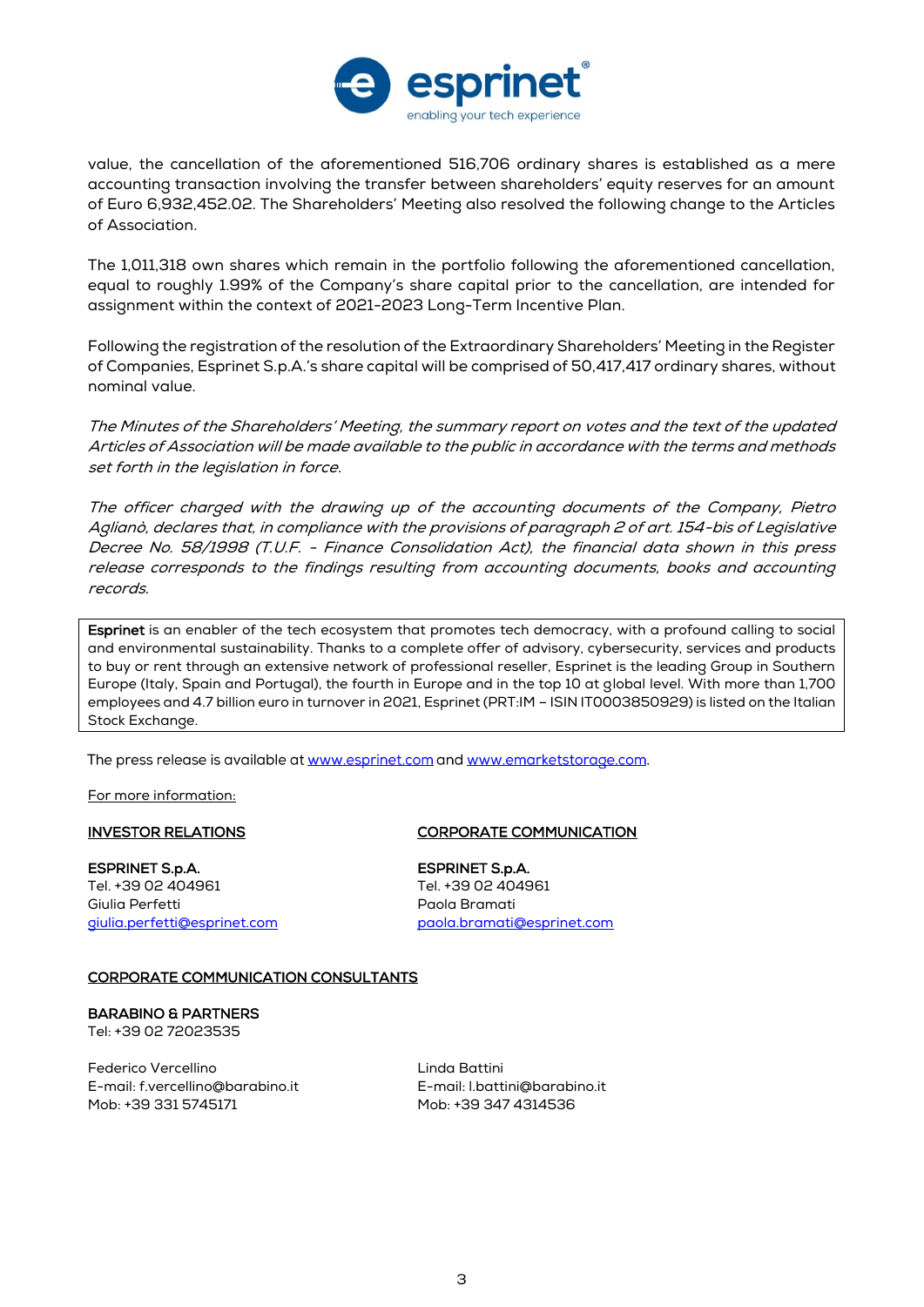value, the cancellation of the aforementioned 516,706 ordinary shares is established as a mere accounting transaction involving the transfer between shareholders' equity reserves for an amount of Euro 6,932,452.02. The Shareholders' Meeting also resolved the following change to the Articles of Association.

The 1,011,318 own shares which remain in the portfolio following the aforementioned cancellation, equal to roughly 1.99% of the Company's share capital prior to the cancellation, are intended for assignment within the context of 2021-2023 Long-Term Incentive Plan.

Following the registration of the resolution of the Extraordinary Shareholders' Meeting in the Register of Companies, Esprinet S.p.A.'s share capital will be comprised of 50,417,417 ordinary shares, without nominal value.

*The Minutes of the Shareholders' Meeting, the summary report on votes and the text of the updated Articles of Association will be made available to the public in accordance with the terms and methods set forth in the legislation in force.*

*The officer charged with the drawing up of the accounting documents of the Company, Pietro Aglianò, declares that, in compliance with the provisions of paragraph 2 of art. 154-bis of Legislative Decree No. 58/1998 (T.U.F. - Finance Consolidation Act), the financial data shown in this press release corresponds to the findings resulting from accounting documents, books and accounting records.*

**Esprinet** is an enabler of the tech ecosystem that promotes tech democracy, with a profound calling to social and environmental sustainability. Thanks to a complete offer of advisory, cybersecurity, services and products to buy or rent through an extensive network of professional reseller, Esprinet is the leading Group in Southern Europe (Italy, Spain and Portugal), the fourth in Europe and in the top 10 at global level. With more than 1,700 employees and 4.7 billion euro in turnover in 2021, Esprinet (PRT:IM – ISIN IT0003850929) is listed on the Italian Stock Exchange.

The press release is available at www.esprinet.com and www.emarketstorage.com.

For more information:

**INVESTOR RELATIONS**

**ESPRINET S.p.A.**
Tel. +39 02 404961
Giulia Perfetti
giulia.perfetti@esprinet.com

**CORPORATE COMMUNICATION**

**ESPRINET S.p.A.**
Tel. +39 02 404961
Paola Bramati
paola.bramati@esprinet.com

**CORPORATE COMMUNICATION CONSULTANTS**

**BARABINO & PARTNERS**
Tel: +39 02 72023535

Federico Vercellino
E-mail: f.vercellino@barabino.it
Mob: +39 331 5745171

Linda Battini
E-mail: l.battini@barabino.it
Mob: +39 347 4314536